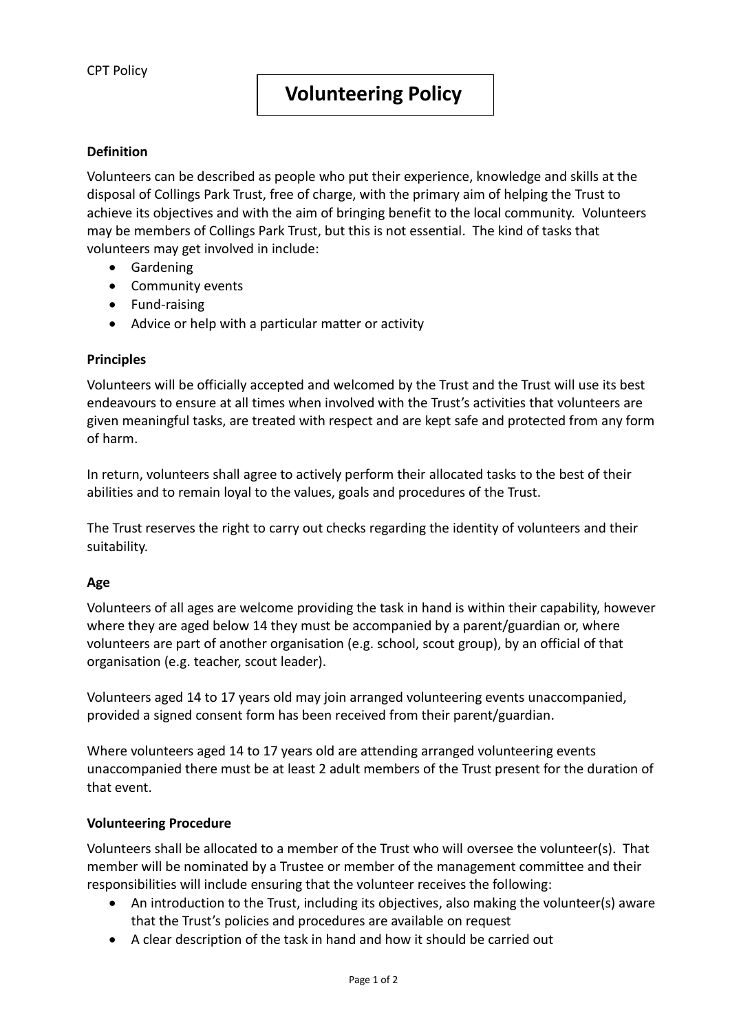CPT Policy

# Volunteering Policy

**Definition**

Volunteers can be described as people who put their experience, knowledge and skills at the disposal of Collings Park Trust, free of charge, with the primary aim of helping the Trust to achieve its objectives and with the aim of bringing benefit to the local community. Volunteers may be members of Collings Park Trust, but this is not essential. The kind of tasks that volunteers may get involved in include:

- Gardening
- Community events
- Fund-raising
- Advice or help with a particular matter or activity

**Principles**

Volunteers will be officially accepted and welcomed by the Trust and the Trust will use its best endeavours to ensure at all times when involved with the Trust's activities that volunteers are given meaningful tasks, are treated with respect and are kept safe and protected from any form of harm.

In return, volunteers shall agree to actively perform their allocated tasks to the best of their abilities and to remain loyal to the values, goals and procedures of the Trust.

The Trust reserves the right to carry out checks regarding the identity of volunteers and their suitability.

**Age**

Volunteers of all ages are welcome providing the task in hand is within their capability, however where they are aged below 14 they must be accompanied by a parent/guardian or, where volunteers are part of another organisation (e.g. school, scout group), by an official of that organisation (e.g. teacher, scout leader).

Volunteers aged 14 to 17 years old may join arranged volunteering events unaccompanied, provided a signed consent form has been received from their parent/guardian.

Where volunteers aged 14 to 17 years old are attending arranged volunteering events unaccompanied there must be at least 2 adult members of the Trust present for the duration of that event.

**Volunteering Procedure**

Volunteers shall be allocated to a member of the Trust who will oversee the volunteer(s). That member will be nominated by a Trustee or member of the management committee and their responsibilities will include ensuring that the volunteer receives the following:

- An introduction to the Trust, including its objectives, also making the volunteer(s) aware that the Trust's policies and procedures are available on request
- A clear description of the task in hand and how it should be carried out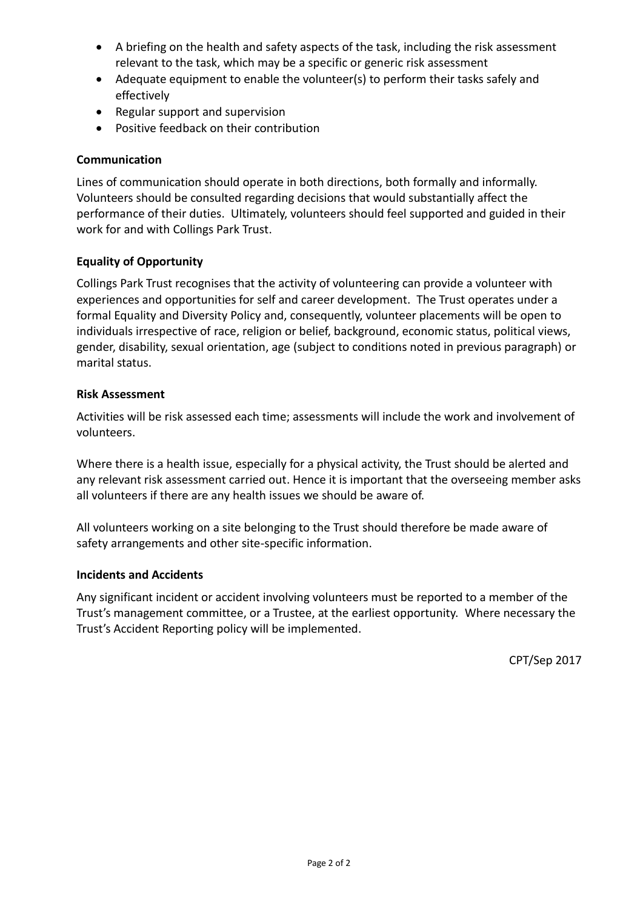- A briefing on the health and safety aspects of the task, including the risk assessment relevant to the task, which may be a specific or generic risk assessment
- Adequate equipment to enable the volunteer(s) to perform their tasks safely and effectively
- Regular support and supervision
- Positive feedback on their contribution

**Communication**

Lines of communication should operate in both directions, both formally and informally. Volunteers should be consulted regarding decisions that would substantially affect the performance of their duties. Ultimately, volunteers should feel supported and guided in their work for and with Collings Park Trust.

**Equality of Opportunity**

Collings Park Trust recognises that the activity of volunteering can provide a volunteer with experiences and opportunities for self and career development. The Trust operates under a formal Equality and Diversity Policy and, consequently, volunteer placements will be open to individuals irrespective of race, religion or belief, background, economic status, political views, gender, disability, sexual orientation, age (subject to conditions noted in previous paragraph) or marital status.

**Risk Assessment**

Activities will be risk assessed each time; assessments will include the work and involvement of volunteers.

Where there is a health issue, especially for a physical activity, the Trust should be alerted and any relevant risk assessment carried out. Hence it is important that the overseeing member asks all volunteers if there are any health issues we should be aware of.

All volunteers working on a site belonging to the Trust should therefore be made aware of safety arrangements and other site-specific information.

**Incidents and Accidents**

Any significant incident or accident involving volunteers must be reported to a member of the Trust's management committee, or a Trustee, at the earliest opportunity. Where necessary the Trust's Accident Reporting policy will be implemented.

CPT/Sep 2017